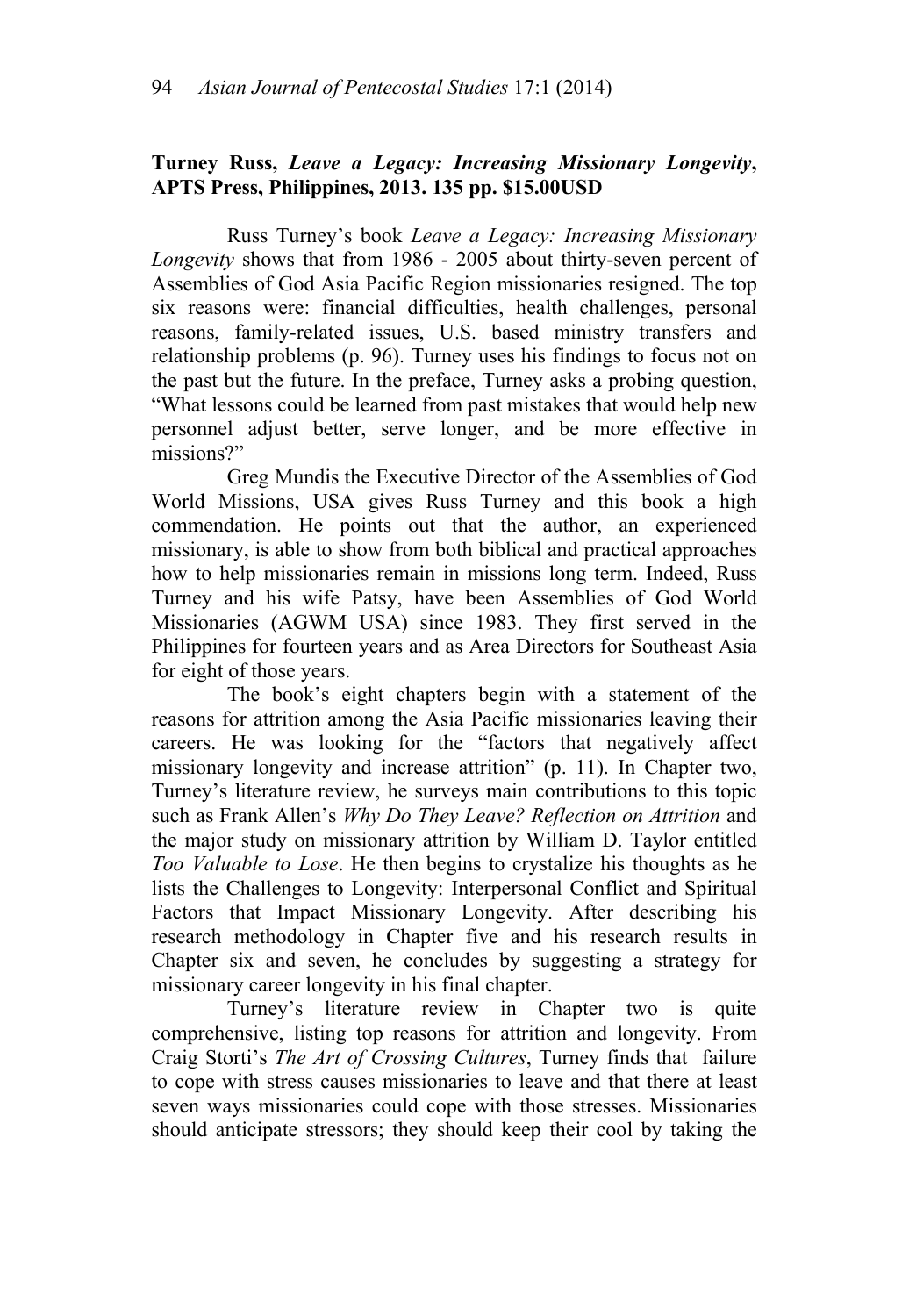**Turney Russ, *Leave a Legacy: Increasing Missionary Longevity*, APTS Press, Philippines, 2013. 135 pp. $15.00USD**

Russ Turney's book *Leave a Legacy: Increasing Missionary Longevity* shows that from 1986 - 2005 about thirty-seven percent of Assemblies of God Asia Pacific Region missionaries resigned. The top six reasons were: financial difficulties, health challenges, personal reasons, family-related issues, U.S. based ministry transfers and relationship problems (p. 96). Turney uses his findings to focus not on the past but the future. In the preface, Turney asks a probing question, "What lessons could be learned from past mistakes that would help new personnel adjust better, serve longer, and be more effective in missions?"

Greg Mundis the Executive Director of the Assemblies of God World Missions, USA gives Russ Turney and this book a high commendation. He points out that the author, an experienced missionary, is able to show from both biblical and practical approaches how to help missionaries remain in missions long term. Indeed, Russ Turney and his wife Patsy, have been Assemblies of God World Missionaries (AGWM USA) since 1983. They first served in the Philippines for fourteen years and as Area Directors for Southeast Asia for eight of those years.

The book's eight chapters begin with a statement of the reasons for attrition among the Asia Pacific missionaries leaving their careers. He was looking for the "factors that negatively affect missionary longevity and increase attrition" (p. 11). In Chapter two, Turney's literature review, he surveys main contributions to this topic such as Frank Allen's *Why Do They Leave? Reflection on Attrition* and the major study on missionary attrition by William D. Taylor entitled *Too Valuable to Lose*. He then begins to crystalize his thoughts as he lists the Challenges to Longevity: Interpersonal Conflict and Spiritual Factors that Impact Missionary Longevity. After describing his research methodology in Chapter five and his research results in Chapter six and seven, he concludes by suggesting a strategy for missionary career longevity in his final chapter.

Turney's literature review in Chapter two is quite comprehensive, listing top reasons for attrition and longevity. From Craig Storti's *The Art of Crossing Cultures*, Turney finds that failure to cope with stress causes missionaries to leave and that there at least seven ways missionaries could cope with those stresses. Missionaries should anticipate stressors; they should keep their cool by taking the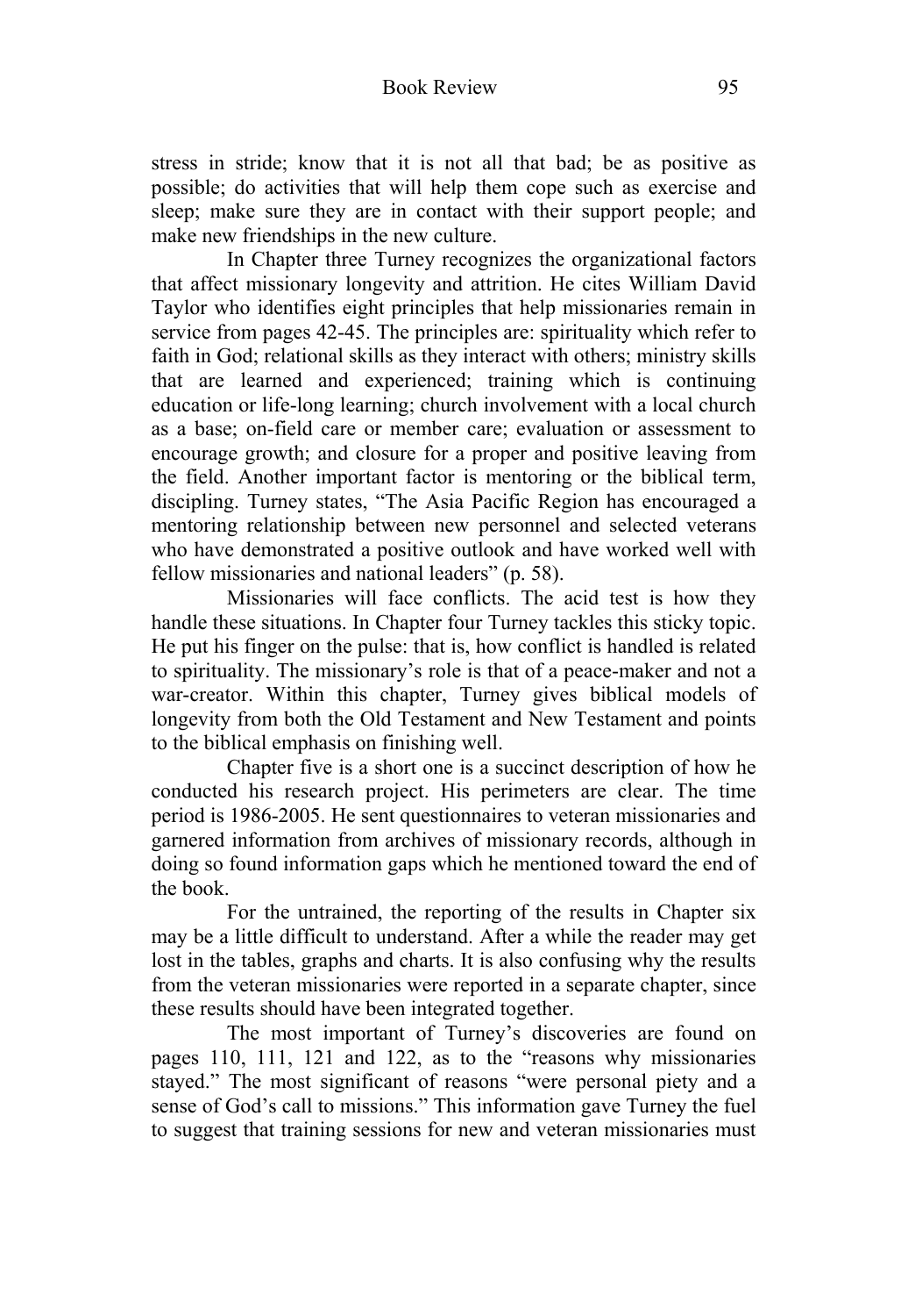stress in stride; know that it is not all that bad; be as positive as possible; do activities that will help them cope such as exercise and sleep; make sure they are in contact with their support people; and make new friendships in the new culture.

In Chapter three Turney recognizes the organizational factors that affect missionary longevity and attrition. He cites William David Taylor who identifies eight principles that help missionaries remain in service from pages 42-45. The principles are: spirituality which refer to faith in God; relational skills as they interact with others; ministry skills that are learned and experienced; training which is continuing education or life-long learning; church involvement with a local church as a base; on-field care or member care; evaluation or assessment to encourage growth; and closure for a proper and positive leaving from the field. Another important factor is mentoring or the biblical term, discipling. Turney states, "The Asia Pacific Region has encouraged a mentoring relationship between new personnel and selected veterans who have demonstrated a positive outlook and have worked well with fellow missionaries and national leaders" (p. 58).

Missionaries will face conflicts. The acid test is how they handle these situations. In Chapter four Turney tackles this sticky topic. He put his finger on the pulse: that is, how conflict is handled is related to spirituality. The missionary's role is that of a peace-maker and not a war-creator. Within this chapter, Turney gives biblical models of longevity from both the Old Testament and New Testament and points to the biblical emphasis on finishing well.

Chapter five is a short one is a succinct description of how he conducted his research project. His perimeters are clear. The time period is 1986-2005. He sent questionnaires to veteran missionaries and garnered information from archives of missionary records, although in doing so found information gaps which he mentioned toward the end of the book.

For the untrained, the reporting of the results in Chapter six may be a little difficult to understand. After a while the reader may get lost in the tables, graphs and charts. It is also confusing why the results from the veteran missionaries were reported in a separate chapter, since these results should have been integrated together.

The most important of Turney's discoveries are found on pages 110, 111, 121 and 122, as to the "reasons why missionaries stayed." The most significant of reasons "were personal piety and a sense of God's call to missions." This information gave Turney the fuel to suggest that training sessions for new and veteran missionaries must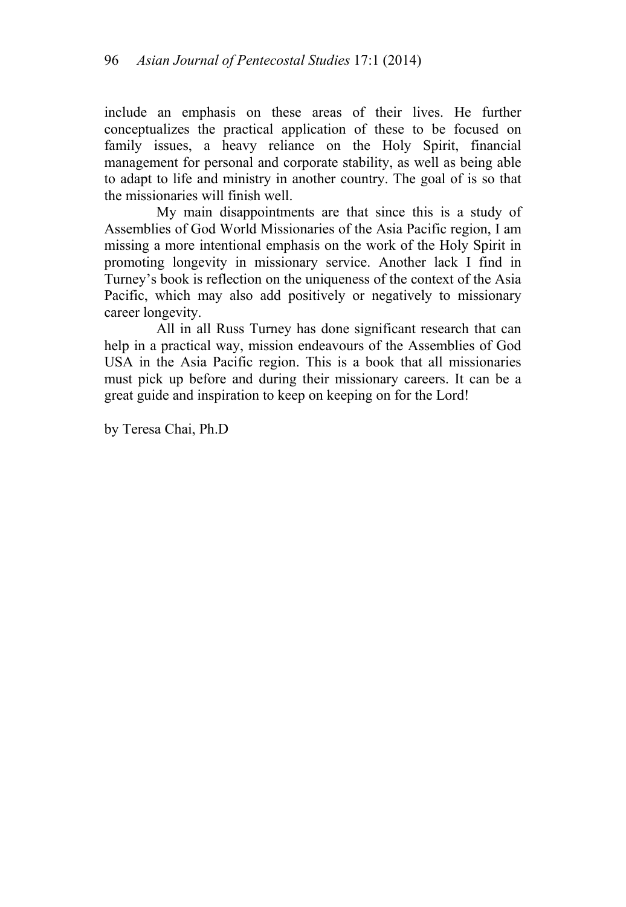include an emphasis on these areas of their lives. He further conceptualizes the practical application of these to be focused on family issues, a heavy reliance on the Holy Spirit, financial management for personal and corporate stability, as well as being able to adapt to life and ministry in another country. The goal of is so that the missionaries will finish well.

My main disappointments are that since this is a study of Assemblies of God World Missionaries of the Asia Pacific region, I am missing a more intentional emphasis on the work of the Holy Spirit in promoting longevity in missionary service. Another lack I find in Turney's book is reflection on the uniqueness of the context of the Asia Pacific, which may also add positively or negatively to missionary career longevity.

All in all Russ Turney has done significant research that can help in a practical way, mission endeavours of the Assemblies of God USA in the Asia Pacific region. This is a book that all missionaries must pick up before and during their missionary careers. It can be a great guide and inspiration to keep on keeping on for the Lord!

by Teresa Chai, Ph.D